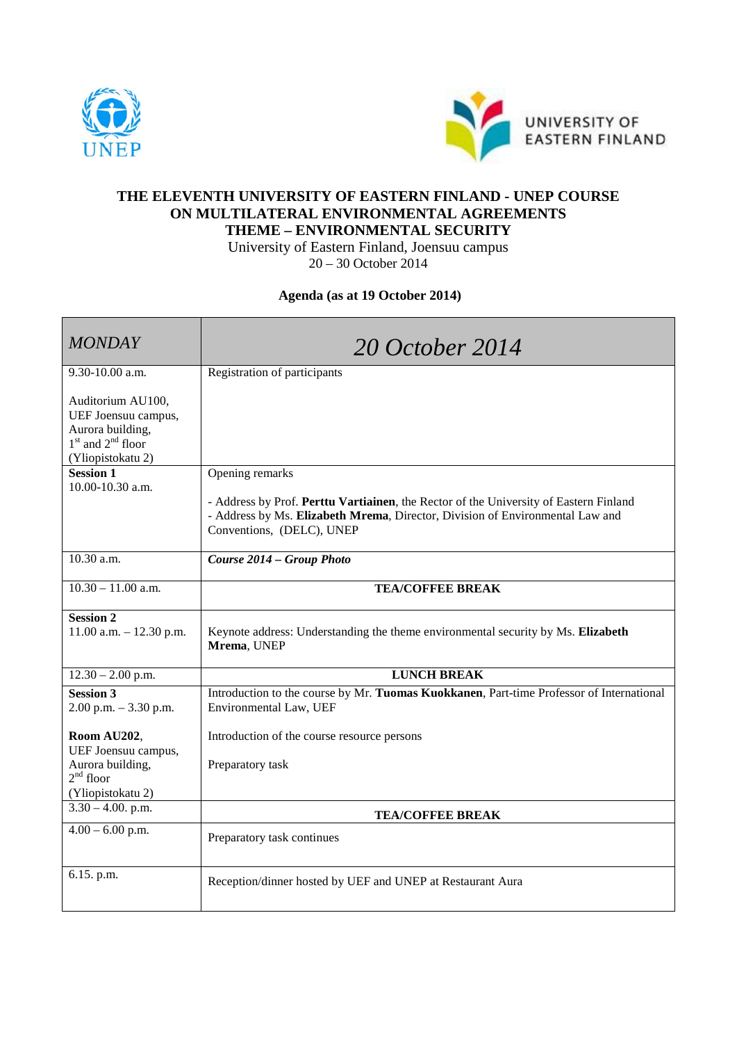UNEP

UNIVERSITY OF EASTERN FINLAND

# THE ELEVENTH UNIVERSITY OF EASTERN FINLAND - UNEP COURSE ON MULTILATERAL ENVIRONMENTAL AGREEMENTS
## THEME – ENVIRONMENTAL SECURITY

University of Eastern Finland, Joensuu campus
20 – 30 October 2014

**Agenda (as at 19 October 2014)**

| *MONDAY* | *20 October 2014* |
|---|---|
| 9.30-10.00 a.m.<br><br>Auditorium AU100, UEF Joensuu campus, Aurora building, 1st and 2nd floor (Yliopistokatu 2) | Registration of participants |
| **Session 1**<br>10.00-10.30 a.m. | Opening remarks<br><br>- Address by Prof. **Perttu Vartiainen**, the Rector of the University of Eastern Finland<br>- Address by Ms. **Elizabeth Mrema**, Director, Division of Environmental Law and Conventions, (DELC), UNEP |
| 10.30 a.m. | ***Course 2014 – Group Photo*** |
| 10.30 – 11.00 a.m. | **TEA/COFFEE BREAK** |
| **Session 2**<br>11.00 a.m. – 12.30 p.m. | Keynote address: Understanding the theme environmental security by Ms. **Elizabeth Mrema**, UNEP |
| 12.30 – 2.00 p.m. | **LUNCH BREAK** |
| **Session 3**<br>2.00 p.m. – 3.30 p.m.<br><br>**Room AU202**, UEF Joensuu campus, Aurora building, 2nd floor (Yliopistokatu 2) | Introduction to the course by Mr. **Tuomas Kuokkanen**, Part-time Professor of International Environmental Law, UEF<br><br>Introduction of the course resource persons<br><br>Preparatory task |
| 3.30 – 4.00. p.m. | **TEA/COFFEE BREAK** |
| 4.00 – 6.00 p.m. | Preparatory task continues |
| 6.15. p.m. | Reception/dinner hosted by UEF and UNEP at Restaurant Aura |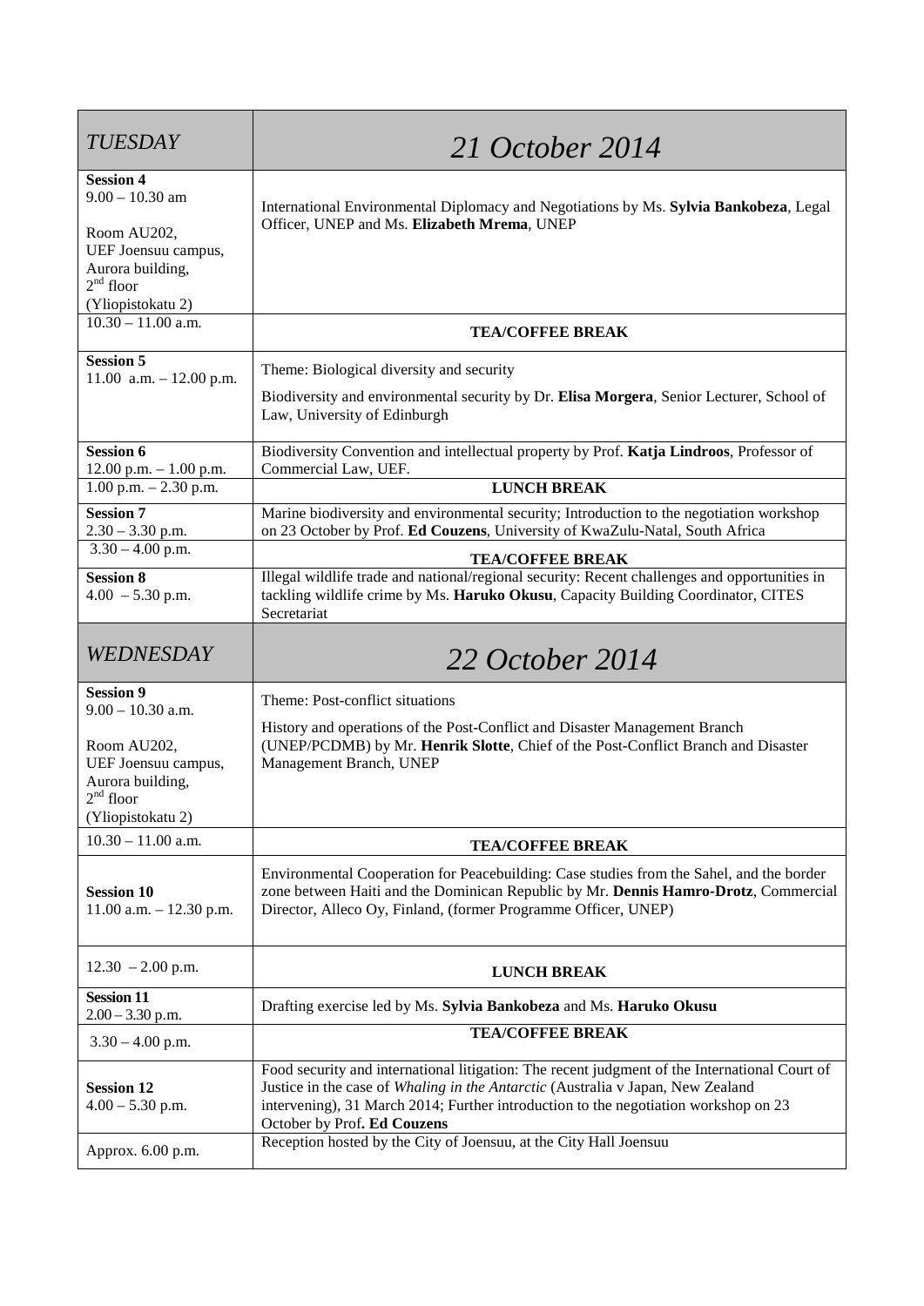| *TUESDAY* | *21 October 2014* |
|---|---|
| **Session 4**<br>9.00 – 10.30 am<br><br>Room AU202,<br>UEF Joensuu campus,<br>Aurora building,<br>2nd floor<br>(Yliopistokatu 2) | International Environmental Diplomacy and Negotiations by Ms. **Sylvia Bankobeza**, Legal Officer, UNEP and Ms. **Elizabeth Mrema**, UNEP |
| 10.30 – 11.00 a.m. | **TEA/COFFEE BREAK** |
| **Session 5**<br>11.00 a.m. – 12.00 p.m. | Theme: Biological diversity and security<br><br>Biodiversity and environmental security by Dr. **Elisa Morgera**, Senior Lecturer, School of Law, University of Edinburgh |
| **Session 6**<br>12.00 p.m. – 1.00 p.m. | Biodiversity Convention and intellectual property by Prof. **Katja Lindroos**, Professor of Commercial Law, UEF. |
| 1.00 p.m. – 2.30 p.m. | **LUNCH BREAK** |
| **Session 7**<br>2.30 – 3.30 p.m. | Marine biodiversity and environmental security; Introduction to the negotiation workshop on 23 October by Prof. **Ed Couzens**, University of KwaZulu-Natal, South Africa |
| 3.30 – 4.00 p.m. | **TEA/COFFEE BREAK** |
| **Session 8**<br>4.00 – 5.30 p.m. | Illegal wildlife trade and national/regional security: Recent challenges and opportunities in tackling wildlife crime by Ms. **Haruko Okusu**, Capacity Building Coordinator, CITES Secretariat |
| *WEDNESDAY* | *22 October 2014* |
| **Session 9**<br>9.00 – 10.30 a.m.<br><br>Room AU202,<br>UEF Joensuu campus,<br>Aurora building,<br>2nd floor<br>(Yliopistokatu 2) | Theme: Post-conflict situations<br><br>History and operations of the Post-Conflict and Disaster Management Branch (UNEP/PCDMB) by Mr. **Henrik Slotte**, Chief of the Post-Conflict Branch and Disaster Management Branch, UNEP |
| 10.30 – 11.00 a.m. | **TEA/COFFEE BREAK** |
| **Session 10**<br>11.00 a.m. – 12.30 p.m. | Environmental Cooperation for Peacebuilding: Case studies from the Sahel, and the border zone between Haiti and the Dominican Republic by Mr. **Dennis Hamro-Drotz**, Commercial Director, Alleco Oy, Finland, (former Programme Officer, UNEP) |
| 12.30 – 2.00 p.m. | **LUNCH BREAK** |
| **Session 11**<br>2.00 – 3.30 p.m. | Drafting exercise led by Ms. **Sylvia Bankobeza** and Ms. **Haruko Okusu** |
| 3.30 – 4.00 p.m. | **TEA/COFFEE BREAK** |
| **Session 12**<br>4.00 – 5.30 p.m. | Food security and international litigation: The recent judgment of the International Court of Justice in the case of *Whaling in the Antarctic* (Australia v Japan, New Zealand intervening), 31 March 2014; Further introduction to the negotiation workshop on 23 October by Prof**. Ed Couzens** |
| Approx. 6.00 p.m. | Reception hosted by the City of Joensuu, at the City Hall Joensuu |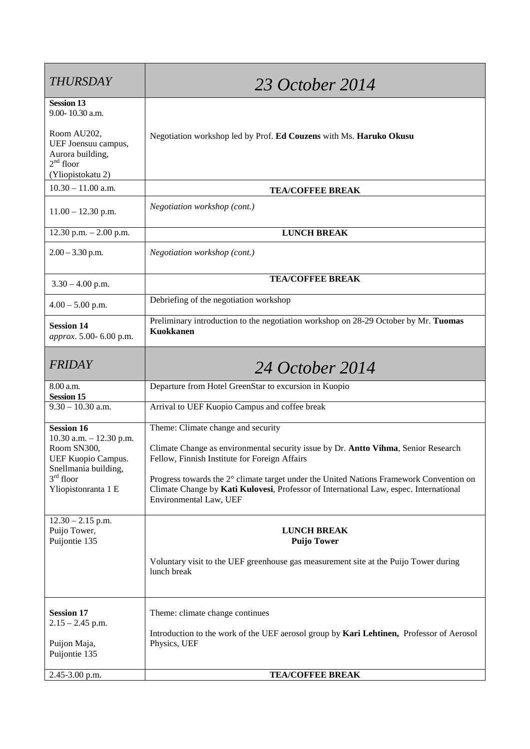| *THURSDAY* | *23 October 2014* |
|---|---|
| **Session 13**<br>9.00- 10.30 a.m.<br><br>Room AU202,<br>UEF Joensuu campus,<br>Aurora building,<br>2nd floor<br>(Yliopistokatu 2) | Negotiation workshop led by Prof. **Ed Couzens** with Ms. **Haruko Okusu** |
| 10.30 – 11.00 a.m. | **TEA/COFFEE BREAK** |
| 11.00 – 12.30 p.m. | *Negotiation workshop (cont.)* |
| 12.30 p.m. – 2.00 p.m. | **LUNCH BREAK** |
| 2.00 – 3.30 p.m. | *Negotiation workshop (cont.)* |
| 3.30 – 4.00 p.m. | **TEA/COFFEE BREAK** |
| 4.00 – 5.00 p.m. | Debriefing of the negotiation workshop |
| **Session 14**<br>*approx*. 5.00- 6.00 p.m. | Preliminary introduction to the negotiation workshop on 28-29 October by Mr. **Tuomas Kuokkanen** |
| *FRIDAY* | *24 October 2014* |
| 8.00 a.m.<br>**Session 15** | Departure from Hotel GreenStar to excursion in Kuopio |
| 9.30 – 10.30 a.m. | Arrival to UEF Kuopio Campus and coffee break |
| **Session 16**<br>10.30 a.m. – 12.30 p.m.<br>Room SN300,<br>UEF Kuopio Campus.<br>Snellmania building,<br>3rd floor<br>Yliopistonranta 1 E | Theme: Climate change and security<br><br>Climate Change as environmental security issue by Dr. **Antto Vihma**, Senior Research Fellow, Finnish Institute for Foreign Affairs<br><br>Progress towards the 2° climate target under the United Nations Framework Convention on Climate Change by **Kati Kulovesi**, Professor of International Law, espec. International Environmental Law, UEF |
| 12.30 – 2.15 p.m.<br>Puijo Tower,<br>Puijontie 135 | **LUNCH BREAK**<br>**Puijo Tower**<br><br>Voluntary visit to the UEF greenhouse gas measurement site at the Puijo Tower during lunch break |
| **Session 17**<br>2.15 – 2.45 p.m.<br><br>Puijon Maja,<br>Puijontie 135 | Theme: climate change continues<br><br>Introduction to the work of the UEF aerosol group by **Kari Lehtinen,** Professor of Aerosol Physics, UEF |
| 2.45-3.00 p.m. | **TEA/COFFEE BREAK** |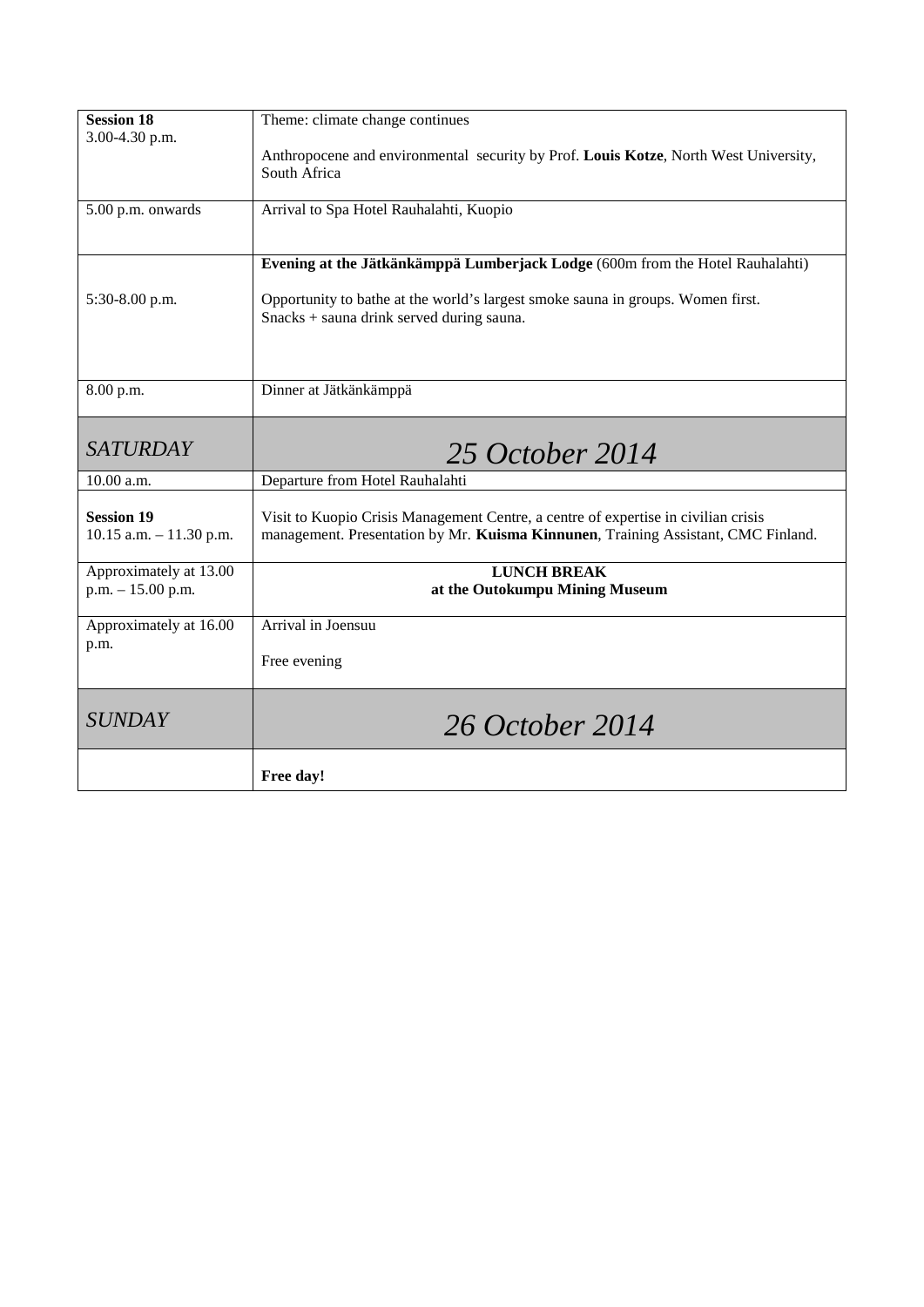| | |
|---|---|
| **Session 18**<br>3.00-4.30 p.m. | Theme: climate change continues<br><br>Anthropocene and environmental security by Prof. **Louis Kotze**, North West University, South Africa |
| 5.00 p.m. onwards | Arrival to Spa Hotel Rauhalahti, Kuopio |
| 5:30-8.00 p.m. | **Evening at the Jätkänkämppä Lumberjack Lodge** (600m from the Hotel Rauhalahti)<br><br>Opportunity to bathe at the world's largest smoke sauna in groups. Women first.<br>Snacks + sauna drink served during sauna. |
| 8.00 p.m. | Dinner at Jätkänkämppä |
| *SATURDAY* | *25 October 2014* |
| 10.00 a.m. | Departure from Hotel Rauhalahti |
| **Session 19**<br>10.15 a.m. – 11.30 p.m. | Visit to Kuopio Crisis Management Centre, a centre of expertise in civilian crisis management. Presentation by Mr. **Kuisma Kinnunen**, Training Assistant, CMC Finland. |
| Approximately at 13.00 p.m. – 15.00 p.m. | **LUNCH BREAK**<br>**at the Outokumpu Mining Museum** |
| Approximately at 16.00 p.m. | Arrival in Joensuu<br><br>Free evening |
| *SUNDAY* | *26 October 2014* |
| | **Free day!** |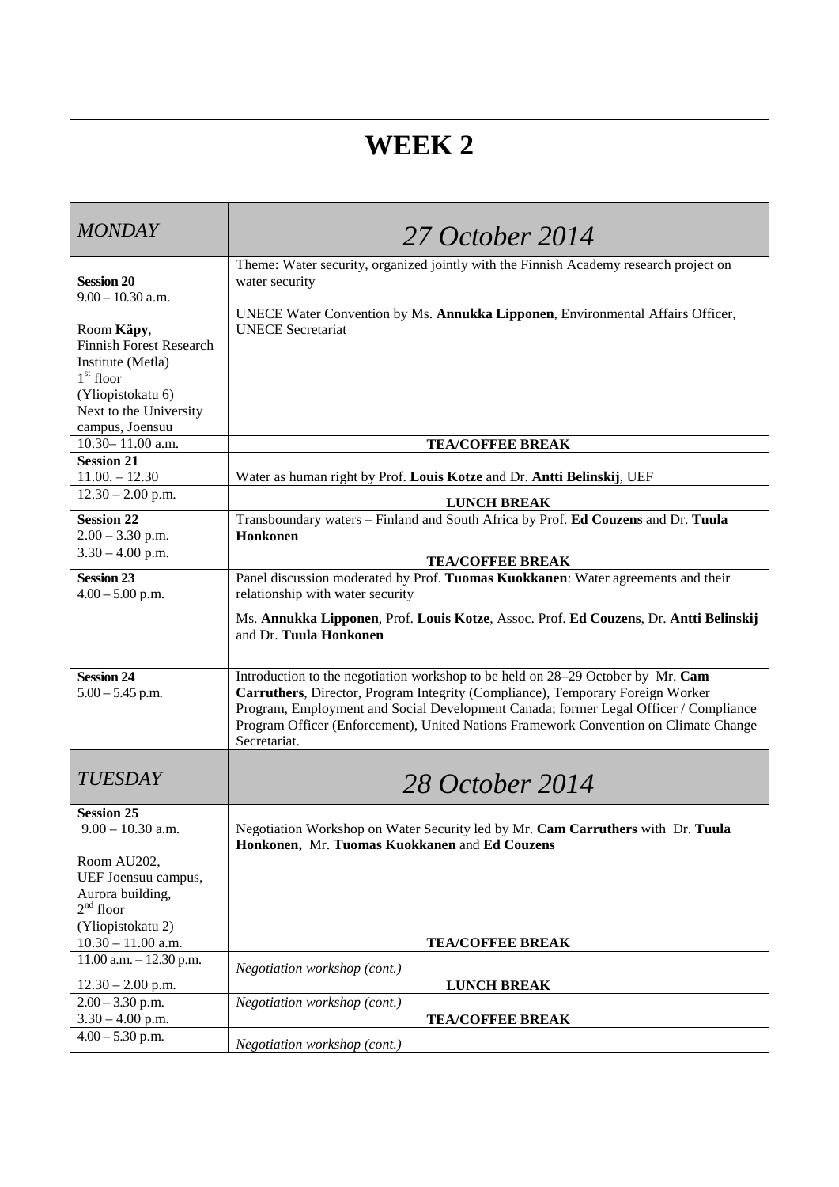# WEEK 2

| *MONDAY* | *27 October 2014* |
|---|---|
| **Session 20**<br>9.00 – 10.30 a.m.<br><br>Room **Käpy**,<br>Finnish Forest Research Institute (Metla)<br>1st floor<br>(Yliopistokatu 6)<br>Next to the University campus, Joensuu | Theme: Water security, organized jointly with the Finnish Academy research project on water security<br><br>UNECE Water Convention by Ms. **Annukka Lipponen**, Environmental Affairs Officer, UNECE Secretariat |
| 10.30– 11.00 a.m. | **TEA/COFFEE BREAK** |
| **Session 21**<br>11.00. – 12.30 | Water as human right by Prof. **Louis Kotze** and Dr. **Antti Belinskij**, UEF |
| 12.30 – 2.00 p.m. | **LUNCH BREAK** |
| **Session 22**<br>2.00 – 3.30 p.m. | Transboundary waters – Finland and South Africa by Prof. **Ed Couzens** and Dr. **Tuula Honkonen** |
| 3.30 – 4.00 p.m. | **TEA/COFFEE BREAK** |
| **Session 23**<br>4.00 – 5.00 p.m. | Panel discussion moderated by Prof. **Tuomas Kuokkanen**: Water agreements and their relationship with water security<br><br>Ms. **Annukka Lipponen**, Prof. **Louis Kotze**, Assoc. Prof. **Ed Couzens**, Dr. **Antti Belinskij** and Dr. **Tuula Honkonen** |
| **Session 24**<br>5.00 – 5.45 p.m. | Introduction to the negotiation workshop to be held on 28–29 October by Mr. **Cam Carruthers**, Director, Program Integrity (Compliance), Temporary Foreign Worker Program, Employment and Social Development Canada; former Legal Officer / Compliance Program Officer (Enforcement), United Nations Framework Convention on Climate Change Secretariat. |
| *TUESDAY* | *28 October 2014* |
| **Session 25**<br>9.00 – 10.30 a.m.<br><br>Room AU202,<br>UEF Joensuu campus,<br>Aurora building,<br>2nd floor<br>(Yliopistokatu 2) | Negotiation Workshop on Water Security led by Mr. **Cam Carruthers** with Dr. **Tuula Honkonen**, Mr. **Tuomas Kuokkanen** and **Ed Couzens** |
| 10.30 – 11.00 a.m. | **TEA/COFFEE BREAK** |
| 11.00 a.m. – 12.30 p.m. | *Negotiation workshop (cont.)* |
| 12.30 – 2.00 p.m. | **LUNCH BREAK** |
| 2.00 – 3.30 p.m. | *Negotiation workshop (cont.)* |
| 3.30 – 4.00 p.m. | **TEA/COFFEE BREAK** |
| 4.00 – 5.30 p.m. | *Negotiation workshop (cont.)* |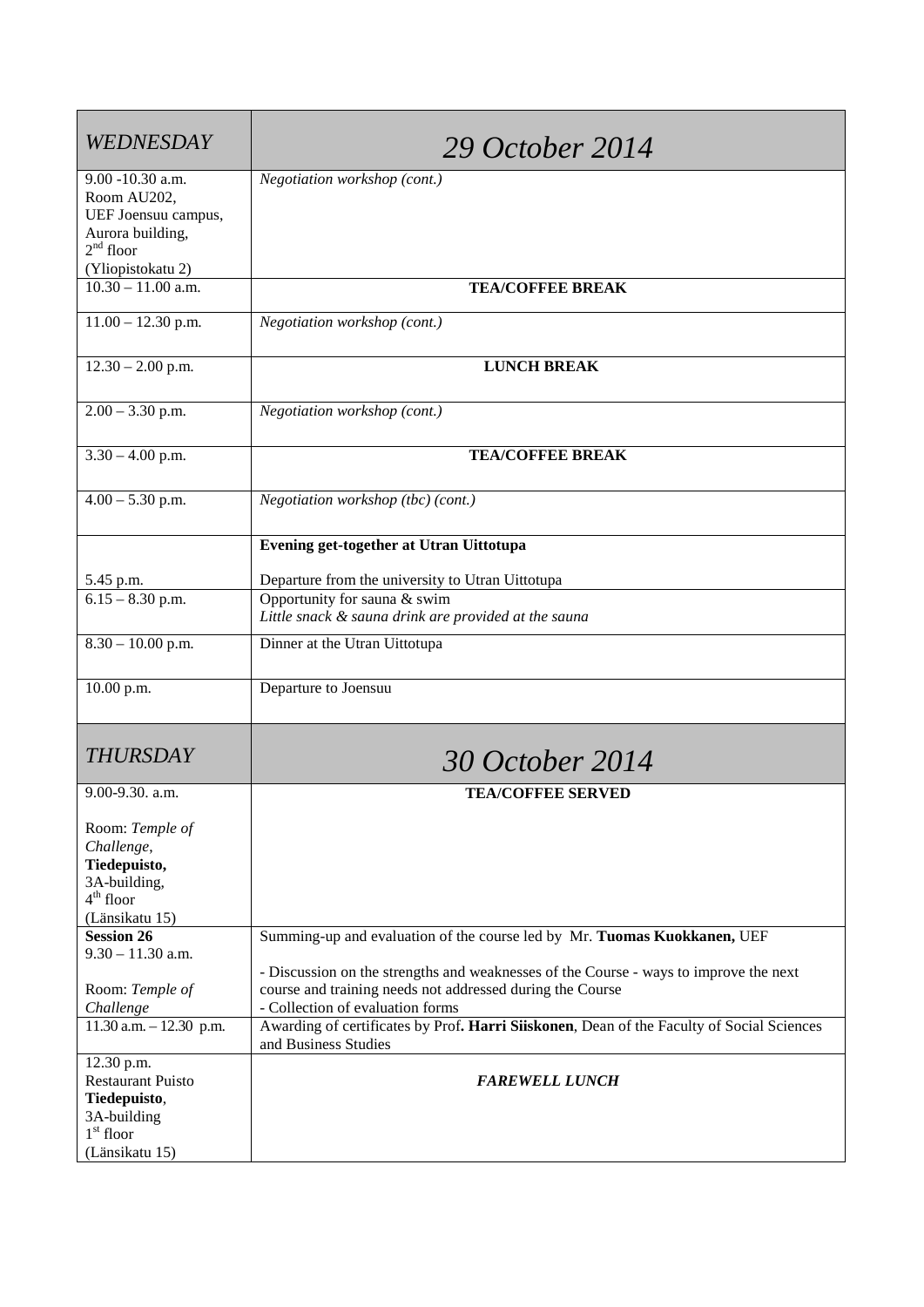| *WEDNESDAY* | *29 October 2014* |
|---|---|
| 9.00 -10.30 a.m.<br>Room AU202,<br>UEF Joensuu campus,<br>Aurora building,<br>2nd floor<br>(Yliopistokatu 2) | *Negotiation workshop (cont.)* |
| 10.30 – 11.00 a.m. | **TEA/COFFEE BREAK** |
| 11.00 – 12.30 p.m. | *Negotiation workshop (cont.)* |
| 12.30 – 2.00 p.m. | **LUNCH BREAK** |
| 2.00 – 3.30 p.m. | *Negotiation workshop (cont.)* |
| 3.30 – 4.00 p.m. | **TEA/COFFEE BREAK** |
| 4.00 – 5.30 p.m. | *Negotiation workshop (tbc) (cont.)* |
| 5.45 p.m. | **Evening get-together at Utran Uittotupa**<br><br>Departure from the university to Utran Uittotupa |
| 6.15 – 8.30 p.m. | Opportunity for sauna & swim<br>*Little snack & sauna drink are provided at the sauna* |
| 8.30 – 10.00 p.m. | Dinner at the Utran Uittotupa |
| 10.00 p.m. | Departure to Joensuu |
| *THURSDAY* | *30 October 2014* |
| 9.00-9.30. a.m.<br><br>Room: *Temple of Challenge*,<br>**Tiedepuisto,**<br>3A-building,<br>4th floor<br>(Länsikatu 15) | **TEA/COFFEE SERVED** |
| **Session 26**<br>9.30 – 11.30 a.m.<br><br>Room: *Temple of Challenge* | Summing-up and evaluation of the course led by Mr. **Tuomas Kuokkanen,** UEF<br><br>- Discussion on the strengths and weaknesses of the Course - ways to improve the next course and training needs not addressed during the Course<br>- Collection of evaluation forms |
| 11.30 a.m. – 12.30 p.m. | Awarding of certificates by Prof**. Harri Siiskonen**, Dean of the Faculty of Social Sciences and Business Studies |
| 12.30 p.m.<br>Restaurant Puisto<br>**Tiedepuisto**,<br>3A-building<br>1st floor<br>(Länsikatu 15) | ***FAREWELL LUNCH*** |